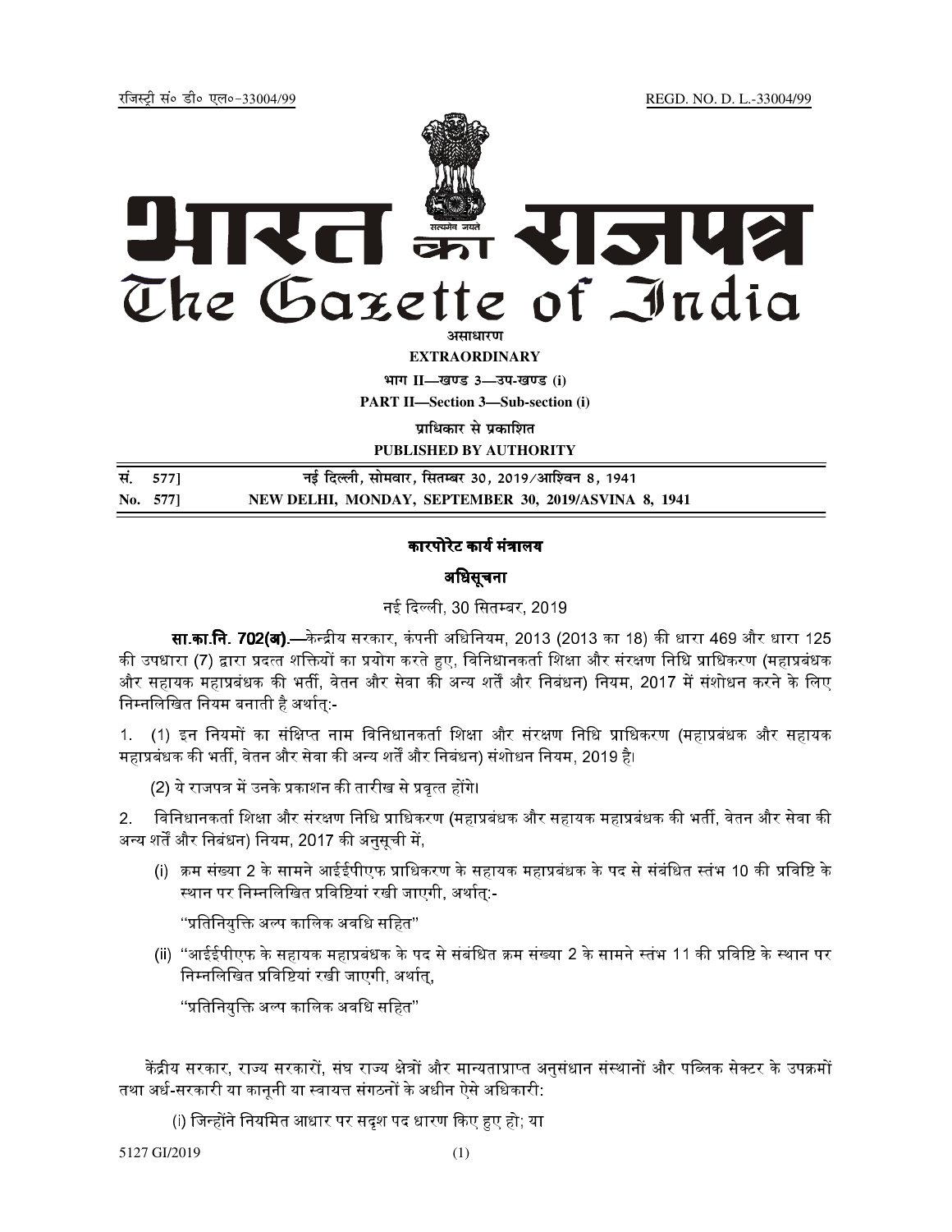रजिस्ट्री सं० डी० एल०-33004/99 REGD. NO. D. L.-33004/99

# भारत का राजपत्र
# The Gazette of India

**असाधारण**

**EXTRAORDINARY**

**भाग II—खण्ड 3—उप-खण्ड (i)**

**PART II—Section 3—Sub-section (i)**

**प्राधिकार से प्रकाशित**

**PUBLISHED BY AUTHORITY**

| | |
|---|---|
| सं. 577] | नई दिल्ली, सोमवार, सितम्बर 30, 2019/आश्विन 8, 1941 |
| No. 577] | NEW DELHI, MONDAY, SEPTEMBER 30, 2019/ASVINA 8, 1941 |

## कारपोरेट कार्य मंत्रालय

### अधिसूचना

नई दिल्ली, 30 सितम्बर, 2019

**सा.का.नि. 702(अ).**—केन्द्रीय सरकार, कंपनी अधिनियम, 2013 (2013 का 18) की धारा 469 और धारा 125 की उपधारा (7) द्वारा प्रदत्त शक्तियों का प्रयोग करते हुए, विनिधानकर्ता शिक्षा और संरक्षण निधि प्राधिकरण (महाप्रबंधक और सहायक महाप्रबंधक की भर्ती, वेतन और सेवा की अन्य शर्तें और निबंधन) नियम, 2017 में संशोधन करने के लिए निम्नलिखित नियम बनाती है अर्थात्:-

1. (1) इन नियमों का संक्षिप्त नाम विनिधानकर्ता शिक्षा और संरक्षण निधि प्राधिकरण (महाप्रबंधक और सहायक महाप्रबंधक की भर्ती, वेतन और सेवा की अन्य शर्तें और निबंधन) संशोधन नियम, 2019 है।

   (2) ये राजपत्र में उनके प्रकाशन की तारीख से प्रवृत्त होंगे।

2. विनिधानकर्ता शिक्षा और संरक्षण निधि प्राधिकरण (महाप्रबंधक और सहायक महाप्रबंधक की भर्ती, वेतन और सेवा की अन्य शर्तें और निबंधन) नियम, 2017 की अनुसूची में,

   (i) क्रम संख्या 2 के सामने आईईपीएफ प्राधिकरण के सहायक महाप्रबंधक के पद से संबंधित स्तंभ 10 की प्रविष्टि के स्थान पर निम्नलिखित प्रविष्टियां रखी जाएगी, अर्थात्:-

   "प्रतिनियुक्ति अल्प कालिक अवधि सहित"

   (ii) "आईईपीएफ के सहायक महाप्रबंधक के पद से संबंधित क्रम संख्या 2 के सामने स्तंभ 11 की प्रविष्टि के स्थान पर निम्नलिखित प्रविष्टियां रखी जाएगी, अर्थात्,

   "प्रतिनियुक्ति अल्प कालिक अवधि सहित"

केंद्रीय सरकार, राज्य सरकारों, संघ राज्य क्षेत्रों और मान्यताप्राप्त अनुसंधान संस्थानों और पब्लिक सेक्टर के उपक्रमों तथा अर्ध-सरकारी या कानूनी या स्वायत्त संगठनों के अधीन ऐसे अधिकारी:

(i) जिन्होंने नियमित आधार पर सदृश पद धारण किए हुए हो; या

5127 GI/2019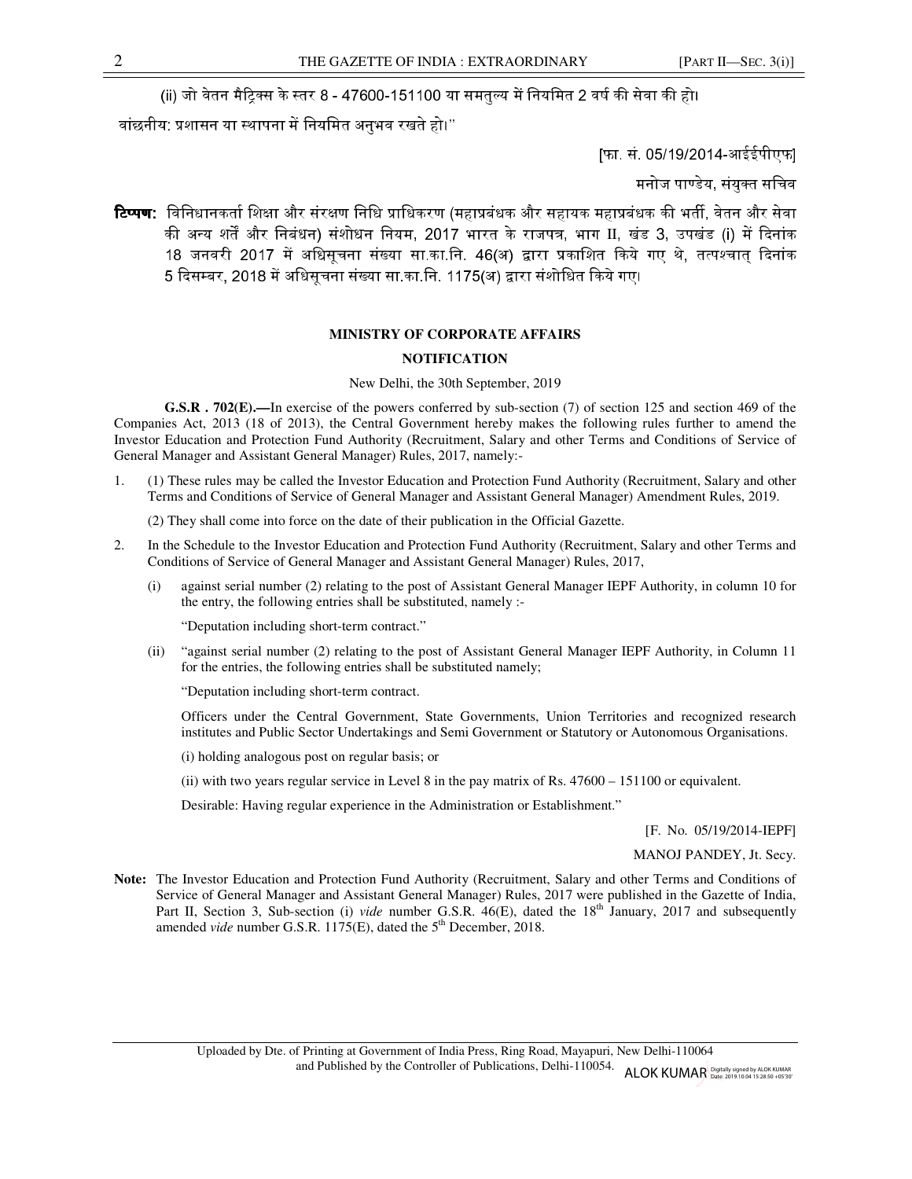(ii) जो वेतन मैट्रिक्स के स्तर 8 - 47600-151100 या समतुल्य में नियमित 2 वर्ष की सेवा की हो।

वांछनीय: प्रशासन या स्थापना में नियमित अनुभव रखते हो।"

[फा. सं. 05/19/2014-आईईपीएफ]

मनोज पाण्डेय, संयुक्त सचिव

**टिप्पण:** विनिधानकर्ता शिक्षा और संरक्षण निधि प्राधिकरण (महाप्रबंधक और सहायक महाप्रबंधक की भर्ती, वेतन और सेवा की अन्य शर्तें और निबंधन) संशोधन नियम, 2017 भारत के राजपत्र, भाग II, खंड 3, उपखंड (i) में दिनांक 18 जनवरी 2017 में अधिसूचना संख्या सा.का.नि. 46(अ) द्वारा प्रकाशित किये गए थे, तत्पश्चात् दिनांक 5 दिसम्बर, 2018 में अधिसूचना संख्या सा.का.नि. 1175(अ) द्वारा संशोधित किये गए।

## MINISTRY OF CORPORATE AFFAIRS

## NOTIFICATION

New Delhi, the 30th September, 2019

**G.S.R . 702(E).—**In exercise of the powers conferred by sub-section (7) of section 125 and section 469 of the Companies Act, 2013 (18 of 2013), the Central Government hereby makes the following rules further to amend the Investor Education and Protection Fund Authority (Recruitment, Salary and other Terms and Conditions of Service of General Manager and Assistant General Manager) Rules, 2017, namely:-

1. (1) These rules may be called the Investor Education and Protection Fund Authority (Recruitment, Salary and other Terms and Conditions of Service of General Manager and Assistant General Manager) Amendment Rules, 2019.

   (2) They shall come into force on the date of their publication in the Official Gazette.

2. In the Schedule to the Investor Education and Protection Fund Authority (Recruitment, Salary and other Terms and Conditions of Service of General Manager and Assistant General Manager) Rules, 2017,

   (i) against serial number (2) relating to the post of Assistant General Manager IEPF Authority, in column 10 for the entry, the following entries shall be substituted, namely :-

   "Deputation including short-term contract."

   (ii) "against serial number (2) relating to the post of Assistant General Manager IEPF Authority, in Column 11 for the entries, the following entries shall be substituted namely;

   "Deputation including short-term contract.

   Officers under the Central Government, State Governments, Union Territories and recognized research institutes and Public Sector Undertakings and Semi Government or Statutory or Autonomous Organisations.

   (i) holding analogous post on regular basis; or

   (ii) with two years regular service in Level 8 in the pay matrix of Rs. 47600 – 151100 or equivalent.

   Desirable: Having regular experience in the Administration or Establishment."

[F. No. 05/19/2014-IEPF]

MANOJ PANDEY, Jt. Secy.

**Note:** The Investor Education and Protection Fund Authority (Recruitment, Salary and other Terms and Conditions of Service of General Manager and Assistant General Manager) Rules, 2017 were published in the Gazette of India, Part II, Section 3, Sub-section (i) *vide* number G.S.R. 46(E), dated the 18th January, 2017 and subsequently amended *vide* number G.S.R. 1175(E), dated the 5th December, 2018.

Uploaded by Dte. of Printing at Government of India Press, Ring Road, Mayapuri, New Delhi-110064 and Published by the Controller of Publications, Delhi-110054.